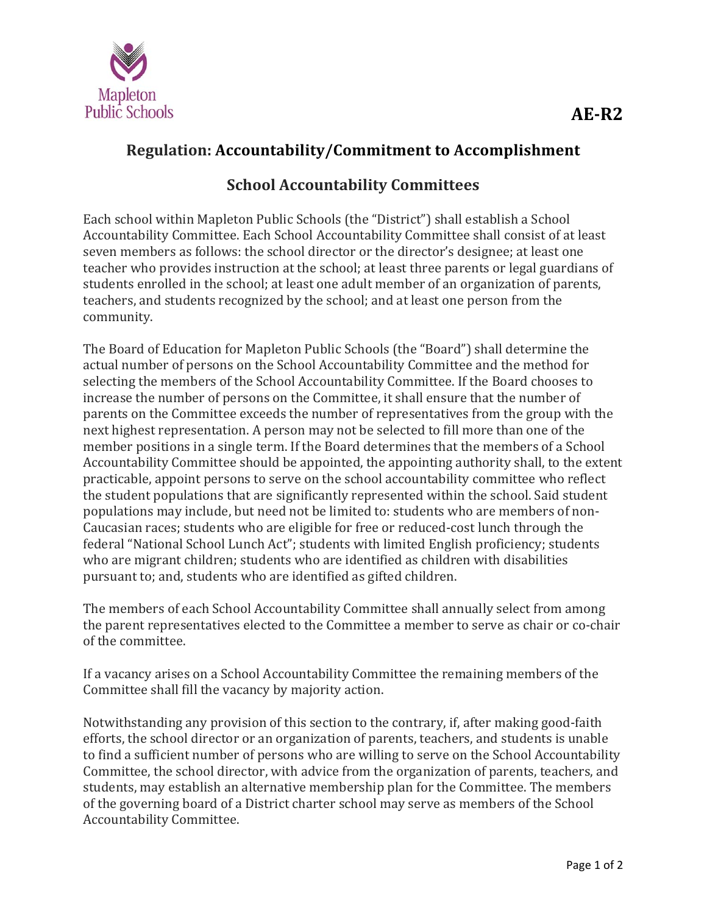AE-R2

# Regulation: Accountability/Commitment to Accomplishment

## School Accountability Committees

Each school within Mapleton Public Schools (the "District") shall establish a School Accountability Committee. Each School Accountability Committee shall consist of at least seven members as follows: the school director or the director's designee; at least one teacher who provides instruction at the school; at least three parents or legal guardians of students enrolled in the school; at least one adult member of an organization of parents, teachers, and students recognized by the school; and at least one person from the community.

The Board of Education for Mapleton Public Schools (the "Board") shall determine the actual number of persons on the School Accountability Committee and the method for selecting the members of the School Accountability Committee. If the Board chooses to increase the number of persons on the Committee, it shall ensure that the number of parents on the Committee exceeds the number of representatives from the group with the next highest representation. A person may not be selected to fill more than one of the member positions in a single term. If the Board determines that the members of a School Accountability Committee should be appointed, the appointing authority shall, to the extent practicable, appoint persons to serve on the school accountability committee who reflect the student populations that are significantly represented within the school. Said student populations may include, but need not be limited to: students who are members of non-Caucasian races; students who are eligible for free or reduced-cost lunch through the federal "National School Lunch Act"; students with limited English proficiency; students who are migrant children; students who are identified as children with disabilities pursuant to; and, students who are identified as gifted children.

The members of each School Accountability Committee shall annually select from among the parent representatives elected to the Committee a member to serve as chair or co-chair of the committee.

If a vacancy arises on a School Accountability Committee the remaining members of the Committee shall fill the vacancy by majority action.

Notwithstanding any provision of this section to the contrary, if, after making good-faith efforts, the school director or an organization of parents, teachers, and students is unable to find a sufficient number of persons who are willing to serve on the School Accountability Committee, the school director, with advice from the organization of parents, teachers, and students, may establish an alternative membership plan for the Committee. The members of the governing board of a District charter school may serve as members of the School Accountability Committee.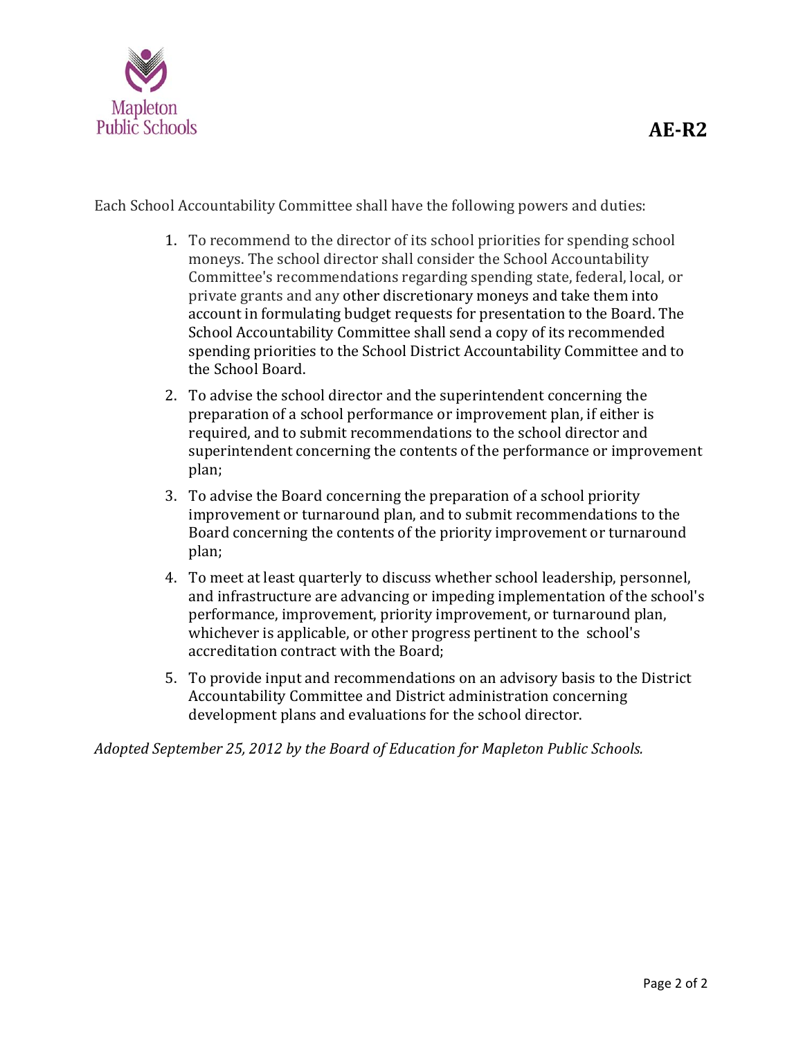Each School Accountability Committee shall have the following powers and duties:

1. To recommend to the director of its school priorities for spending school moneys. The school director shall consider the School Accountability Committee's recommendations regarding spending state, federal, local, or private grants and any other discretionary moneys and take them into account in formulating budget requests for presentation to the Board. The School Accountability Committee shall send a copy of its recommended spending priorities to the School District Accountability Committee and to the School Board.
2. To advise the school director and the superintendent concerning the preparation of a school performance or improvement plan, if either is required, and to submit recommendations to the school director and superintendent concerning the contents of the performance or improvement plan;
3. To advise the Board concerning the preparation of a school priority improvement or turnaround plan, and to submit recommendations to the Board concerning the contents of the priority improvement or turnaround plan;
4. To meet at least quarterly to discuss whether school leadership, personnel, and infrastructure are advancing or impeding implementation of the school's performance, improvement, priority improvement, or turnaround plan, whichever is applicable, or other progress pertinent to the school's accreditation contract with the Board;
5. To provide input and recommendations on an advisory basis to the District Accountability Committee and District administration concerning development plans and evaluations for the school director.

*Adopted September 25, 2012 by the Board of Education for Mapleton Public Schools.*